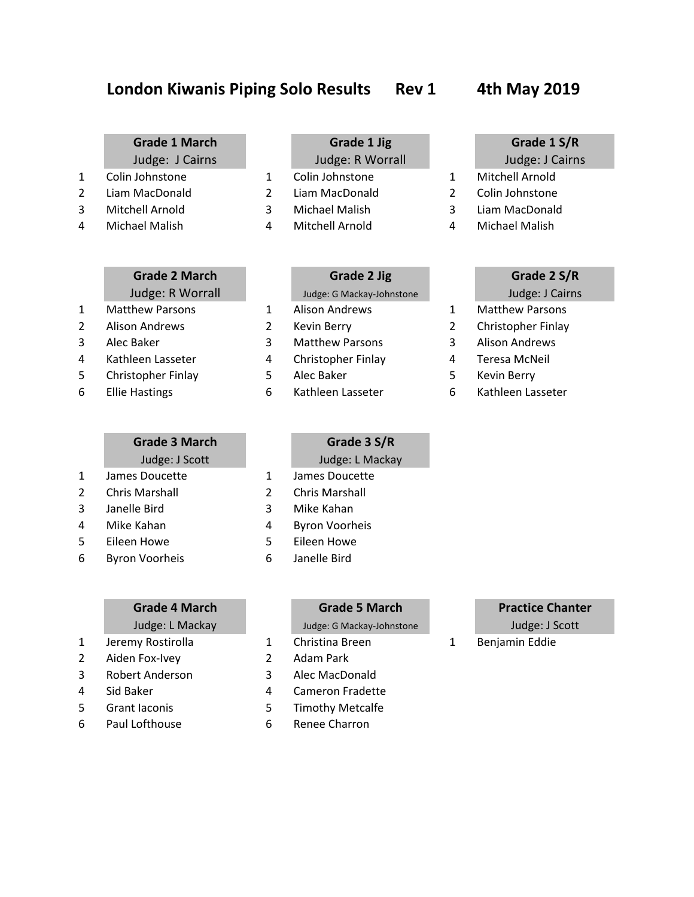# London Kiwanis Piping Solo Results Rev 1 4th May 2019

### Grade 1 March
Judge: J Cairns

| | |
|---|---|
| 1 | Colin Johnstone |
| 2 | Liam MacDonald |
| 3 | Mitchell Arnold |
| 4 | Michael Malish |

### Grade 1 Jig
Judge: R Worrall

| | |
|---|---|
| 1 | Colin Johnstone |
| 2 | Liam MacDonald |
| 3 | Michael Malish |
| 4 | Mitchell Arnold |

### Grade 1 S/R
Judge: J Cairns

| | |
|---|---|
| 1 | Mitchell Arnold |
| 2 | Colin Johnstone |
| 3 | Liam MacDonald |
| 4 | Michael Malish |

### Grade 2 March
Judge: R Worrall

| | |
|---|---|
| 1 | Matthew Parsons |
| 2 | Alison Andrews |
| 3 | Alec Baker |
| 4 | Kathleen Lasseter |
| 5 | Christopher Finlay |
| 6 | Ellie Hastings |

### Grade 2 Jig
Judge: G Mackay-Johnstone

| | |
|---|---|
| 1 | Alison Andrews |
| 2 | Kevin Berry |
| 3 | Matthew Parsons |
| 4 | Christopher Finlay |
| 5 | Alec Baker |
| 6 | Kathleen Lasseter |

### Grade 2 S/R
Judge: J Cairns

| | |
|---|---|
| 1 | Matthew Parsons |
| 2 | Christopher Finlay |
| 3 | Alison Andrews |
| 4 | Teresa McNeil |
| 5 | Kevin Berry |
| 6 | Kathleen Lasseter |

### Grade 3 March
Judge: J Scott

| | |
|---|---|
| 1 | James Doucette |
| 2 | Chris Marshall |
| 3 | Janelle Bird |
| 4 | Mike Kahan |
| 5 | Eileen Howe |
| 6 | Byron Voorheis |

### Grade 3 S/R
Judge: L Mackay

| | |
|---|---|
| 1 | James Doucette |
| 2 | Chris Marshall |
| 3 | Mike Kahan |
| 4 | Byron Voorheis |
| 5 | Eileen Howe |
| 6 | Janelle Bird |

### Grade 4 March
Judge: L Mackay

| | |
|---|---|
| 1 | Jeremy Rostirolla |
| 2 | Aiden Fox-Ivey |
| 3 | Robert Anderson |
| 4 | Sid Baker |
| 5 | Grant Iaconis |
| 6 | Paul Lofthouse |

### Grade 5 March
Judge: G Mackay-Johnstone

| | |
|---|---|
| 1 | Christina Breen |
| 2 | Adam Park |
| 3 | Alec MacDonald |
| 4 | Cameron Fradette |
| 5 | Timothy Metcalfe |
| 6 | Renee Charron |

### Practice Chanter
Judge: J Scott

| | |
|---|---|
| 1 | Benjamin Eddie |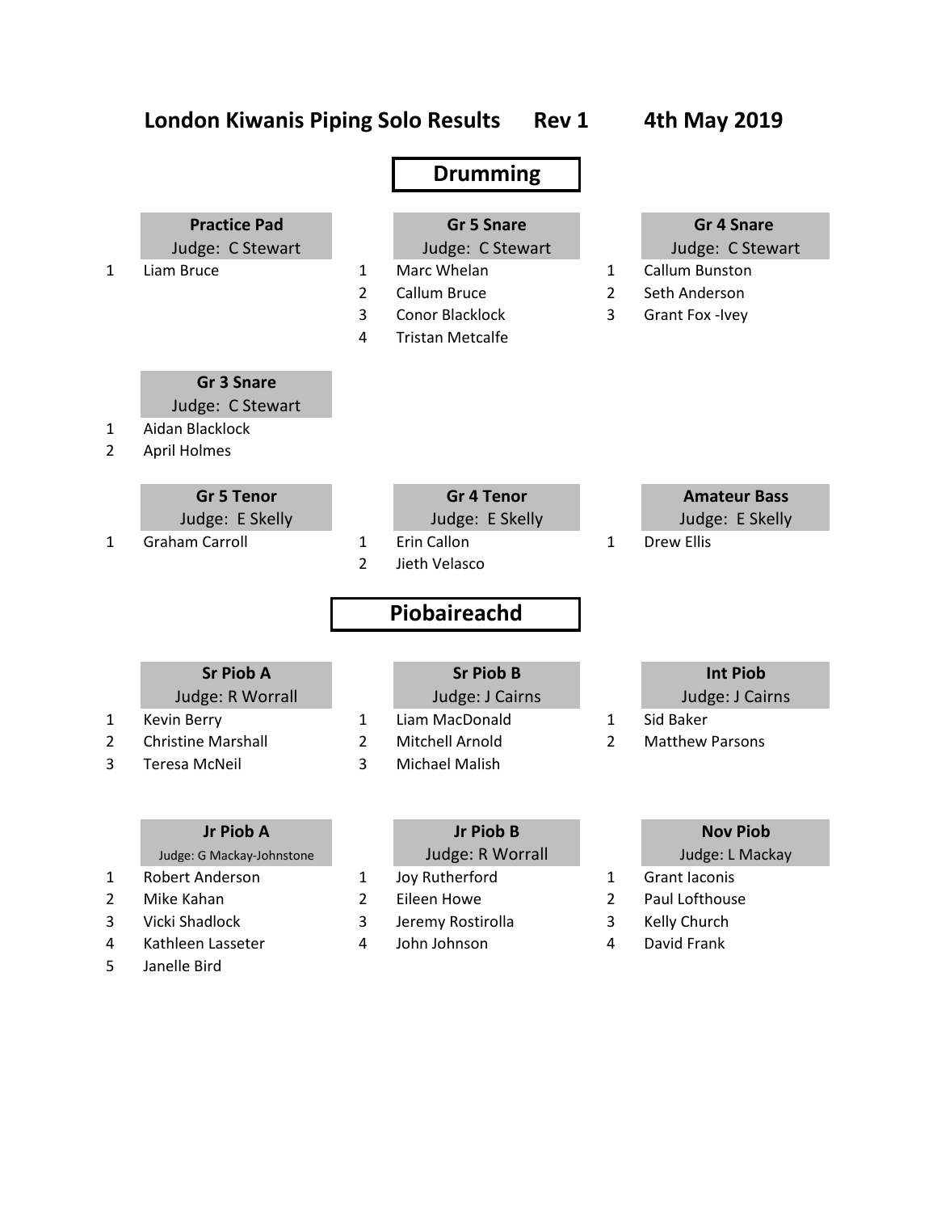# London Kiwanis Piping Solo Results Rev 1 4th May 2019

## Drumming

### Practice Pad
Judge: C Stewart

| | |
|---|---|
| 1 | Liam Bruce |

### Gr 5 Snare
Judge: C Stewart

| | |
|---|---|
| 1 | Marc Whelan |
| 2 | Callum Bruce |
| 3 | Conor Blacklock |
| 4 | Tristan Metcalfe |

### Gr 4 Snare
Judge: C Stewart

| | |
|---|---|
| 1 | Callum Bunston |
| 2 | Seth Anderson |
| 3 | Grant Fox -Ivey |

### Gr 3 Snare
Judge: C Stewart

| | |
|---|---|
| 1 | Aidan Blacklock |
| 2 | April Holmes |

### Gr 5 Tenor
Judge: E Skelly

| | |
|---|---|
| 1 | Graham Carroll |

### Gr 4 Tenor
Judge: E Skelly

| | |
|---|---|
| 1 | Erin Callon |
| 2 | Jieth Velasco |

### Amateur Bass
Judge: E Skelly

| | |
|---|---|
| 1 | Drew Ellis |

## Piobaireachd

### Sr Piob A
Judge: R Worrall

| | |
|---|---|
| 1 | Kevin Berry |
| 2 | Christine Marshall |
| 3 | Teresa McNeil |

### Sr Piob B
Judge: J Cairns

| | |
|---|---|
| 1 | Liam MacDonald |
| 2 | Mitchell Arnold |
| 3 | Michael Malish |

### Int Piob
Judge: J Cairns

| | |
|---|---|
| 1 | Sid Baker |
| 2 | Matthew Parsons |

### Jr Piob A
Judge: G Mackay-Johnstone

| | |
|---|---|
| 1 | Robert Anderson |
| 2 | Mike Kahan |
| 3 | Vicki Shadlock |
| 4 | Kathleen Lasseter |
| 5 | Janelle Bird |

### Jr Piob B
Judge: R Worrall

| | |
|---|---|
| 1 | Joy Rutherford |
| 2 | Eileen Howe |
| 3 | Jeremy Rostirolla |
| 4 | John Johnson |

### Nov Piob
Judge: L Mackay

| | |
|---|---|
| 1 | Grant Iaconis |
| 2 | Paul Lofthouse |
| 3 | Kelly Church |
| 4 | David Frank |